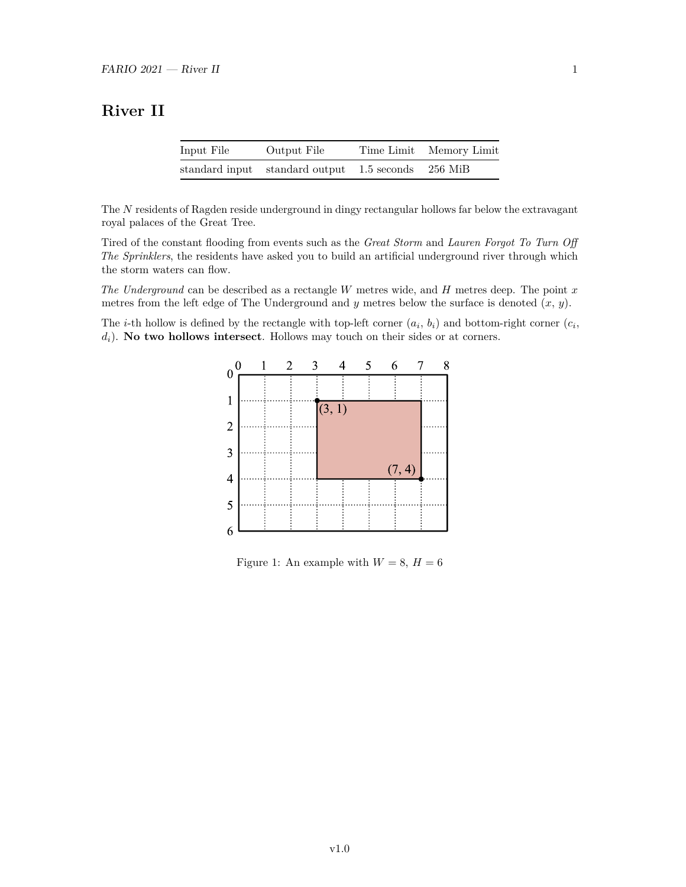# River II

| Input File | Output File | Time Limit | Memory Limit |
| --- | --- | --- | --- |
| standard input | standard output | 1.5 seconds | 256 MiB |

The $N$ residents of Ragden reside underground in dingy rectangular hollows far below the extravagant royal palaces of the Great Tree.

Tired of the constant flooding from events such as the *Great Storm* and *Lauren Forgot To Turn Off The Sprinklers*, the residents have asked you to build an artificial underground river through which the storm waters can flow.

*The Underground* can be described as a rectangle $W$ metres wide, and $H$ metres deep. The point $x$ metres from the left edge of The Underground and $y$ metres below the surface is denoted $(x, y)$.

The $i$-th hollow is defined by the rectangle with top-left corner $(a_i, b_i)$ and bottom-right corner $(c_i, d_i)$. **No two hollows intersect**. Hollows may touch on their sides or at corners.

0 1 2 3 4 5 6 7 8

0 1 2 3 4 5 6

(3, 1)

(7, 4)

Figure 1: An example with $W = 8$, $H = 6$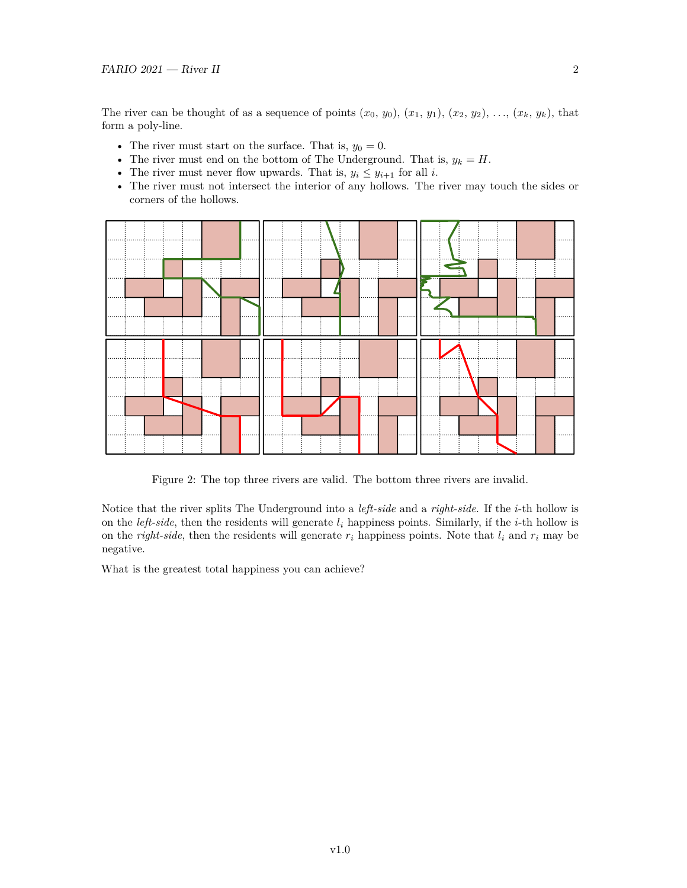The river can be thought of as a sequence of points $(x_0, y_0), (x_1, y_1), (x_2, y_2), \ldots, (x_k, y_k)$, that form a poly-line.

- The river must start on the surface. That is, $y_0 = 0$.
- The river must end on the bottom of The Underground. That is, $y_k = H$.
- The river must never flow upwards. That is, $y_i \leq y_{i+1}$ for all $i$.
- The river must not intersect the interior of any hollows. The river may touch the sides or corners of the hollows.

Figure 2: The top three rivers are valid. The bottom three rivers are invalid.

Notice that the river splits The Underground into a *left-side* and a *right-side*. If the $i$-th hollow is on the *left-side*, then the residents will generate $l_i$ happiness points. Similarly, if the $i$-th hollow is on the *right-side*, then the residents will generate $r_i$ happiness points. Note that $l_i$ and $r_i$ may be negative.

What is the greatest total happiness you can achieve?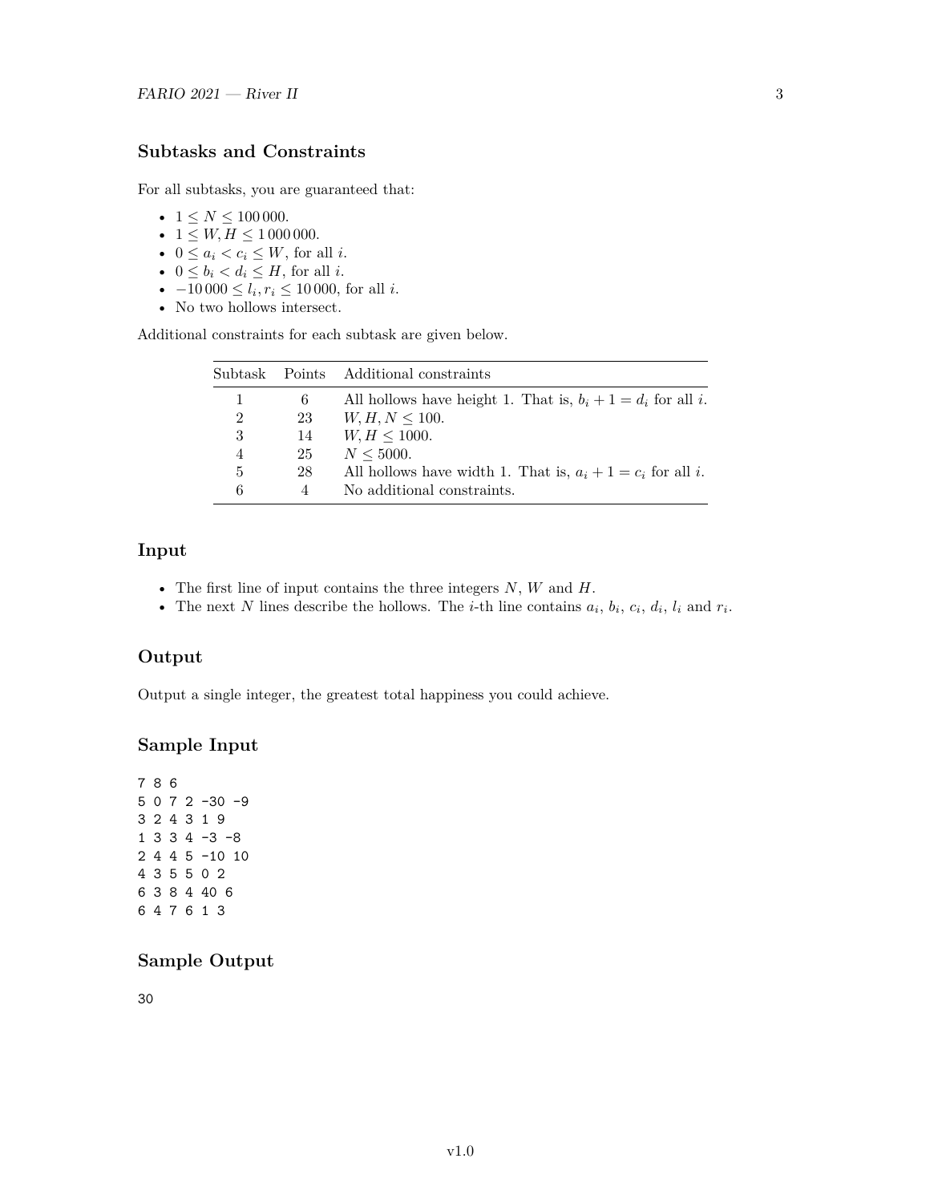## Subtasks and Constraints

For all subtasks, you are guaranteed that:

- $1 \le N \le 100\,000$.
- $1 \le W, H \le 1\,000\,000$.
- $0 \le a_i < c_i \le W$, for all $i$.
- $0 \le b_i < d_i \le H$, for all $i$.
- $-10\,000 \le l_i, r_i \le 10\,000$, for all $i$.
- No two hollows intersect.

Additional constraints for each subtask are given below.

| Subtask | Points | Additional constraints |
|---|---|---|
| 1 | 6 | All hollows have height 1. That is, $b_i + 1 = d_i$ for all $i$. |
| 2 | 23 | $W, H, N \le 100$. |
| 3 | 14 | $W, H \le 1000$. |
| 4 | 25 | $N \le 5000$. |
| 5 | 28 | All hollows have width 1. That is, $a_i + 1 = c_i$ for all $i$. |
| 6 | 4 | No additional constraints. |

## Input

- The first line of input contains the three integers $N$, $W$ and $H$.
- The next $N$ lines describe the hollows. The $i$-th line contains $a_i$, $b_i$, $c_i$, $d_i$, $l_i$ and $r_i$.

## Output

Output a single integer, the greatest total happiness you could achieve.

## Sample Input

```
7 8 6
5 0 7 2 -30 -9
3 2 4 3 1 9
1 3 3 4 -3 -8
2 4 4 5 -10 10
4 3 5 5 0 2
6 3 8 4 40 6
6 4 7 6 1 3
```

## Sample Output

```
30
```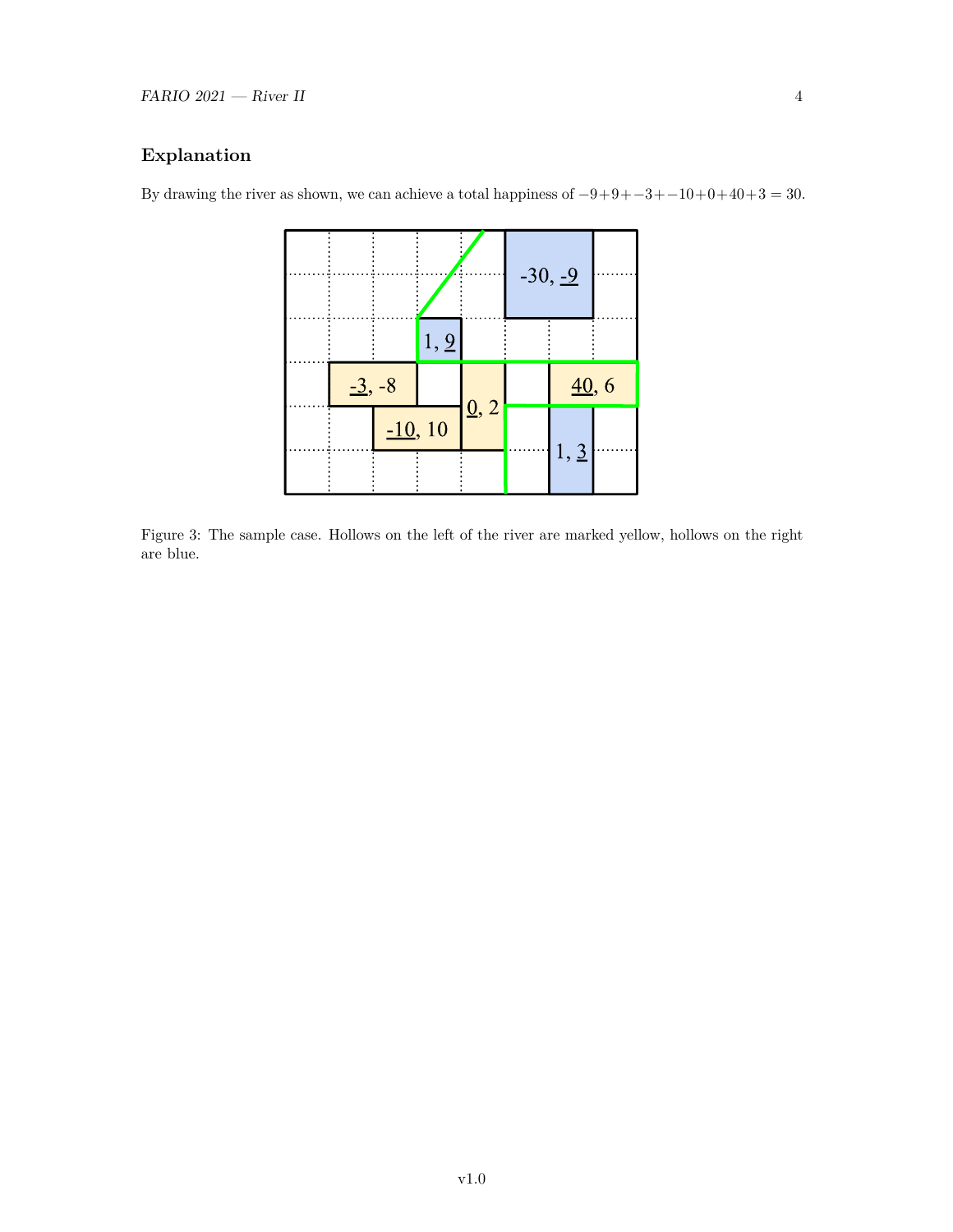## Explanation

By drawing the river as shown, we can achieve a total happiness of $-9+9+-3+-10+0+40+3 = 30$.

-30, -9

1, 9

-3, -8

0, 2

40, 6

-10, 10

1, 3

Figure 3: The sample case. Hollows on the left of the river are marked yellow, hollows on the right are blue.